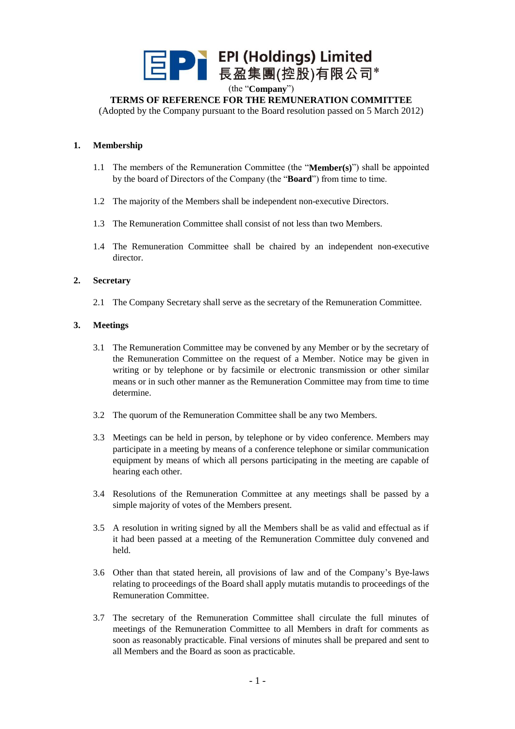**EPI (Holdings) Limited**
**長盈集團(控股)有限公司***

(the "**Company**")

**TERMS OF REFERENCE FOR THE REMUNERATION COMMITTEE**

(Adopted by the Company pursuant to the Board resolution passed on 5 March 2012)

**1. Membership**

1.1 The members of the Remuneration Committee (the "**Member(s)**") shall be appointed by the board of Directors of the Company (the "**Board**") from time to time.

1.2 The majority of the Members shall be independent non-executive Directors.

1.3 The Remuneration Committee shall consist of not less than two Members.

1.4 The Remuneration Committee shall be chaired by an independent non-executive director.

**2. Secretary**

2.1 The Company Secretary shall serve as the secretary of the Remuneration Committee.

**3. Meetings**

3.1 The Remuneration Committee may be convened by any Member or by the secretary of the Remuneration Committee on the request of a Member. Notice may be given in writing or by telephone or by facsimile or electronic transmission or other similar means or in such other manner as the Remuneration Committee may from time to time determine.

3.2 The quorum of the Remuneration Committee shall be any two Members.

3.3 Meetings can be held in person, by telephone or by video conference. Members may participate in a meeting by means of a conference telephone or similar communication equipment by means of which all persons participating in the meeting are capable of hearing each other.

3.4 Resolutions of the Remuneration Committee at any meetings shall be passed by a simple majority of votes of the Members present.

3.5 A resolution in writing signed by all the Members shall be as valid and effectual as if it had been passed at a meeting of the Remuneration Committee duly convened and held.

3.6 Other than that stated herein, all provisions of law and of the Company's Bye-laws relating to proceedings of the Board shall apply mutatis mutandis to proceedings of the Remuneration Committee.

3.7 The secretary of the Remuneration Committee shall circulate the full minutes of meetings of the Remuneration Committee to all Members in draft for comments as soon as reasonably practicable. Final versions of minutes shall be prepared and sent to all Members and the Board as soon as practicable.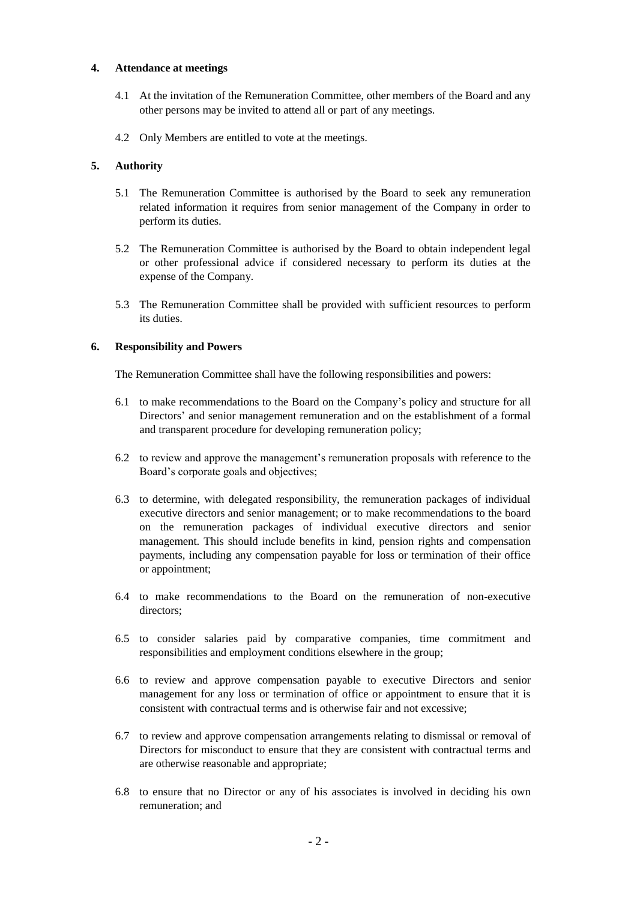## 4. Attendance at meetings

4.1 At the invitation of the Remuneration Committee, other members of the Board and any other persons may be invited to attend all or part of any meetings.

4.2 Only Members are entitled to vote at the meetings.

## 5. Authority

5.1 The Remuneration Committee is authorised by the Board to seek any remuneration related information it requires from senior management of the Company in order to perform its duties.

5.2 The Remuneration Committee is authorised by the Board to obtain independent legal or other professional advice if considered necessary to perform its duties at the expense of the Company.

5.3 The Remuneration Committee shall be provided with sufficient resources to perform its duties.

## 6. Responsibility and Powers

The Remuneration Committee shall have the following responsibilities and powers:

6.1 to make recommendations to the Board on the Company's policy and structure for all Directors' and senior management remuneration and on the establishment of a formal and transparent procedure for developing remuneration policy;

6.2 to review and approve the management's remuneration proposals with reference to the Board's corporate goals and objectives;

6.3 to determine, with delegated responsibility, the remuneration packages of individual executive directors and senior management; or to make recommendations to the board on the remuneration packages of individual executive directors and senior management. This should include benefits in kind, pension rights and compensation payments, including any compensation payable for loss or termination of their office or appointment;

6.4 to make recommendations to the Board on the remuneration of non-executive directors;

6.5 to consider salaries paid by comparative companies, time commitment and responsibilities and employment conditions elsewhere in the group;

6.6 to review and approve compensation payable to executive Directors and senior management for any loss or termination of office or appointment to ensure that it is consistent with contractual terms and is otherwise fair and not excessive;

6.7 to review and approve compensation arrangements relating to dismissal or removal of Directors for misconduct to ensure that they are consistent with contractual terms and are otherwise reasonable and appropriate;

6.8 to ensure that no Director or any of his associates is involved in deciding his own remuneration; and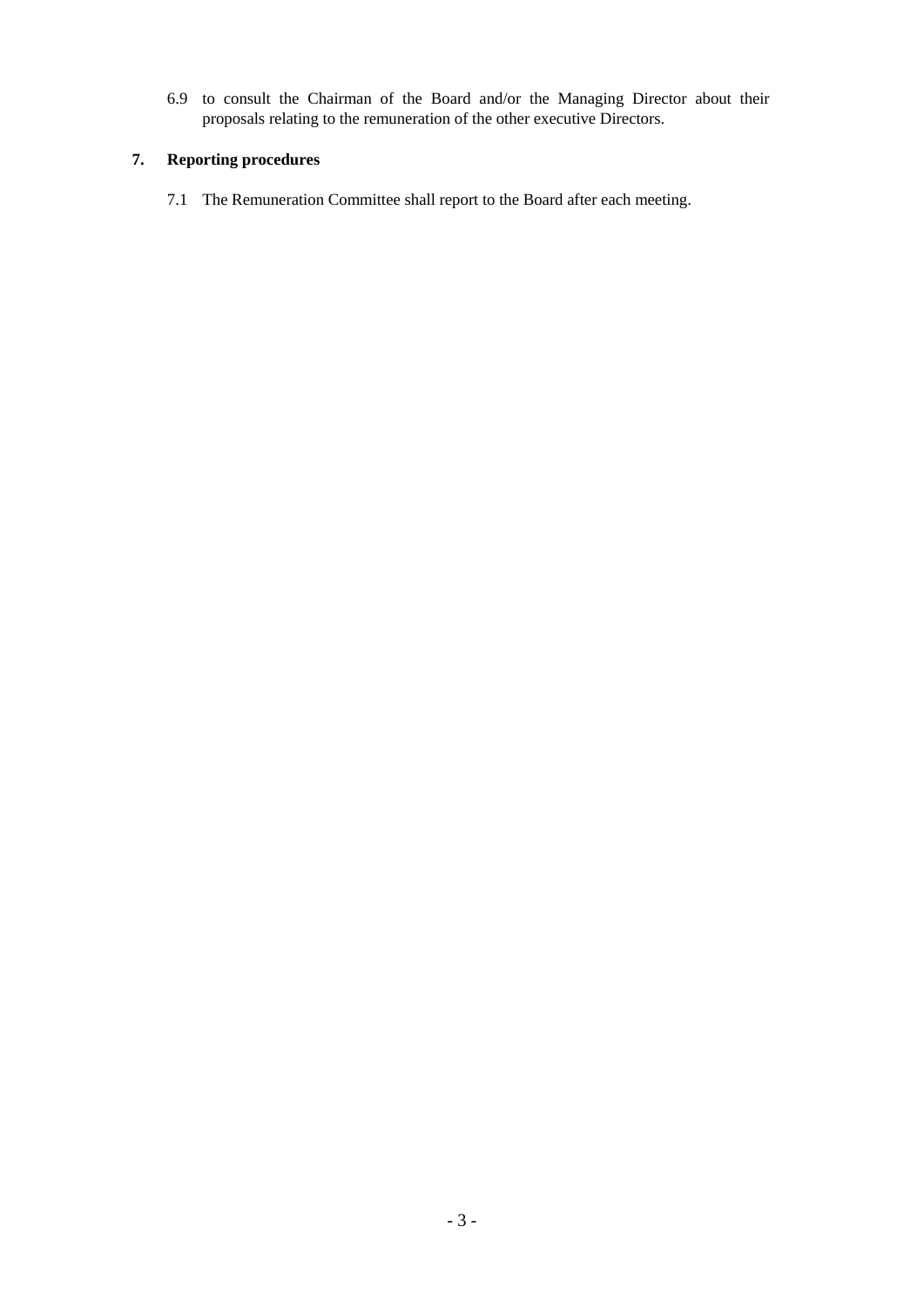6.9 to consult the Chairman of the Board and/or the Managing Director about their proposals relating to the remuneration of the other executive Directors.

## 7. Reporting procedures

7.1 The Remuneration Committee shall report to the Board after each meeting.